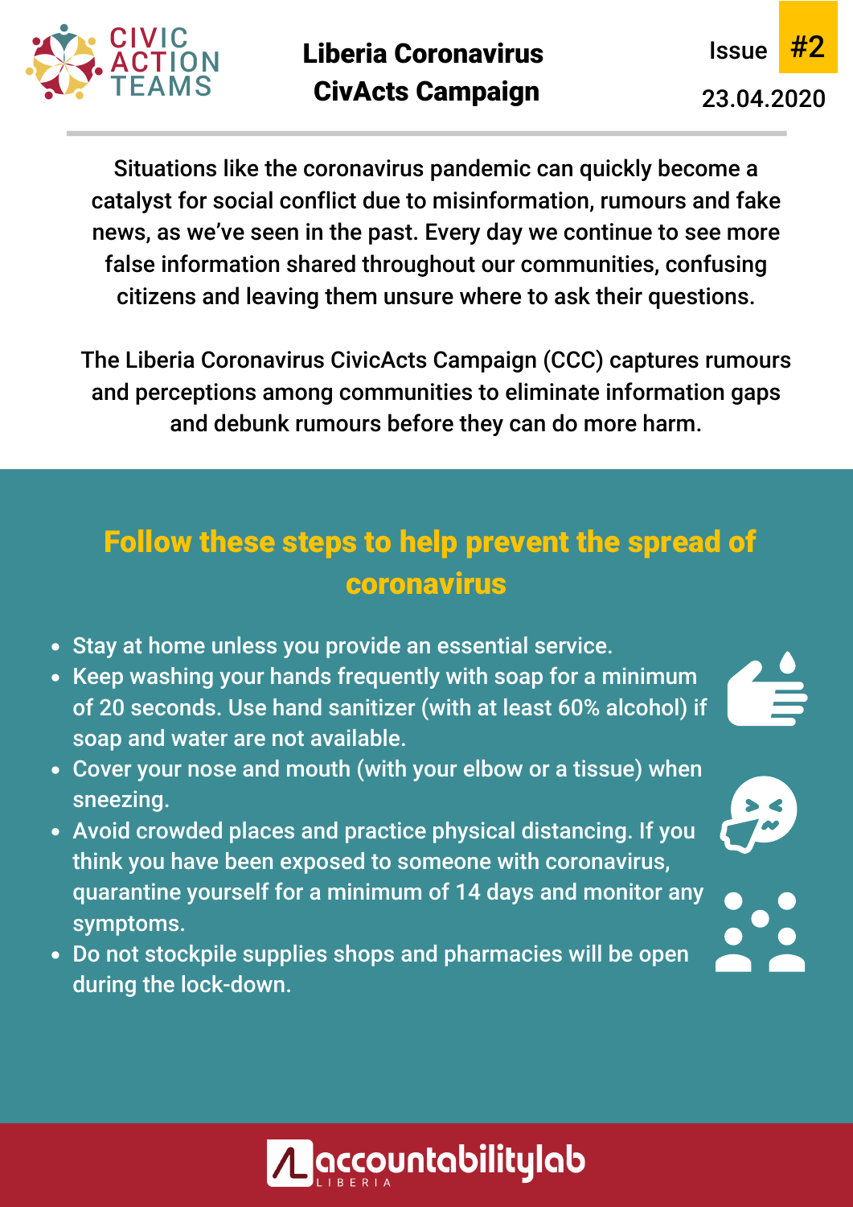CIVIC ACTION TEAMS

# Liberia Coronavirus CivActs Campaign

Issue #2

23.04.2020

Situations like the coronavirus pandemic can quickly become a catalyst for social conflict due to misinformation, rumours and fake news, as we've seen in the past. Every day we continue to see more false information shared throughout our communities, confusing citizens and leaving them unsure where to ask their questions.

The Liberia Coronavirus CivicActs Campaign (CCC) captures rumours and perceptions among communities to eliminate information gaps and debunk rumours before they can do more harm.

## Follow these steps to help prevent the spread of coronavirus

- Stay at home unless you provide an essential service.
- Keep washing your hands frequently with soap for a minimum of 20 seconds. Use hand sanitizer (with at least 60% alcohol) if soap and water are not available.
- Cover your nose and mouth (with your elbow or a tissue) when sneezing.
- Avoid crowded places and practice physical distancing. If you think you have been exposed to someone with coronavirus, quarantine yourself for a minimum of 14 days and monitor any symptoms.
- Do not stockpile supplies shops and pharmacies will be open during the lock-down.

accountabilitylab LIBERIA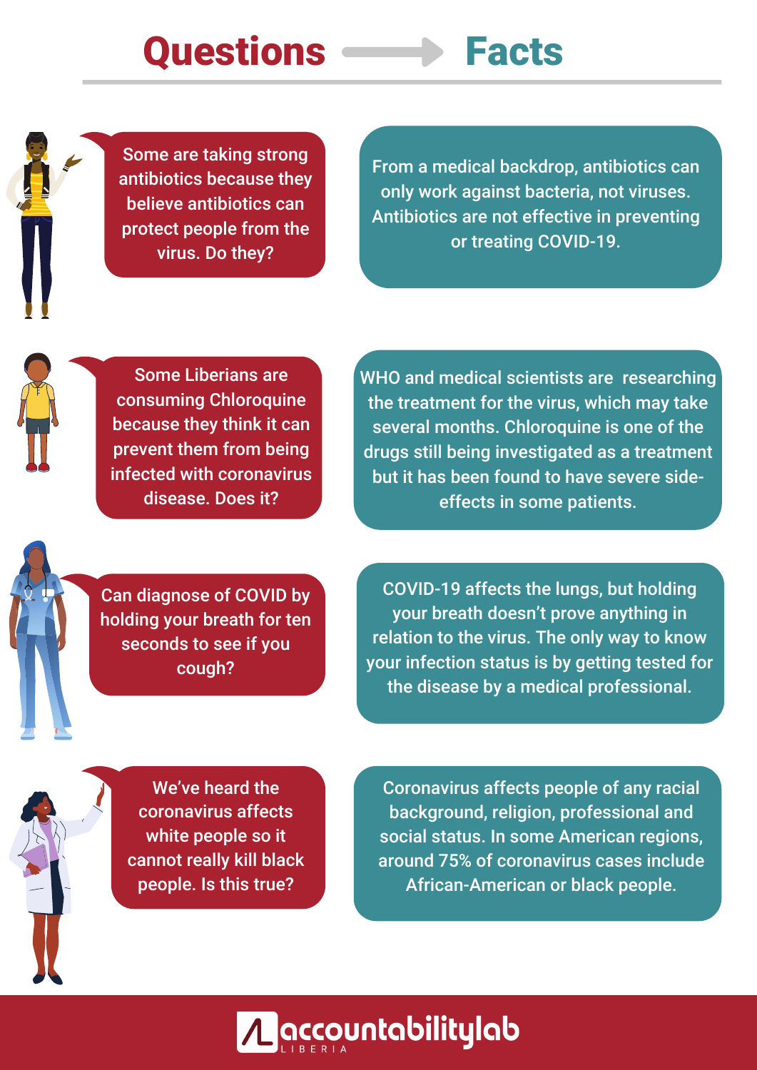# Questions → Facts

Some are taking strong antibiotics because they believe antibiotics can protect people from the virus. Do they?

From a medical backdrop, antibiotics can only work against bacteria, not viruses. Antibiotics are not effective in preventing or treating COVID-19.

Some Liberians are consuming Chloroquine because they think it can prevent them from being infected with coronavirus disease. Does it?

WHO and medical scientists are researching the treatment for the virus, which may take several months. Chloroquine is one of the drugs still being investigated as a treatment but it has been found to have severe side-effects in some patients.

Can diagnose of COVID by holding your breath for ten seconds to see if you cough?

COVID-19 affects the lungs, but holding your breath doesn't prove anything in relation to the virus. The only way to know your infection status is by getting tested for the disease by a medical professional.

We've heard the coronavirus affects white people so it cannot really kill black people. Is this true?

Coronavirus affects people of any racial background, religion, professional and social status. In some American regions, around 75% of coronavirus cases include African-American or black people.

accountabilitylab LIBERIA